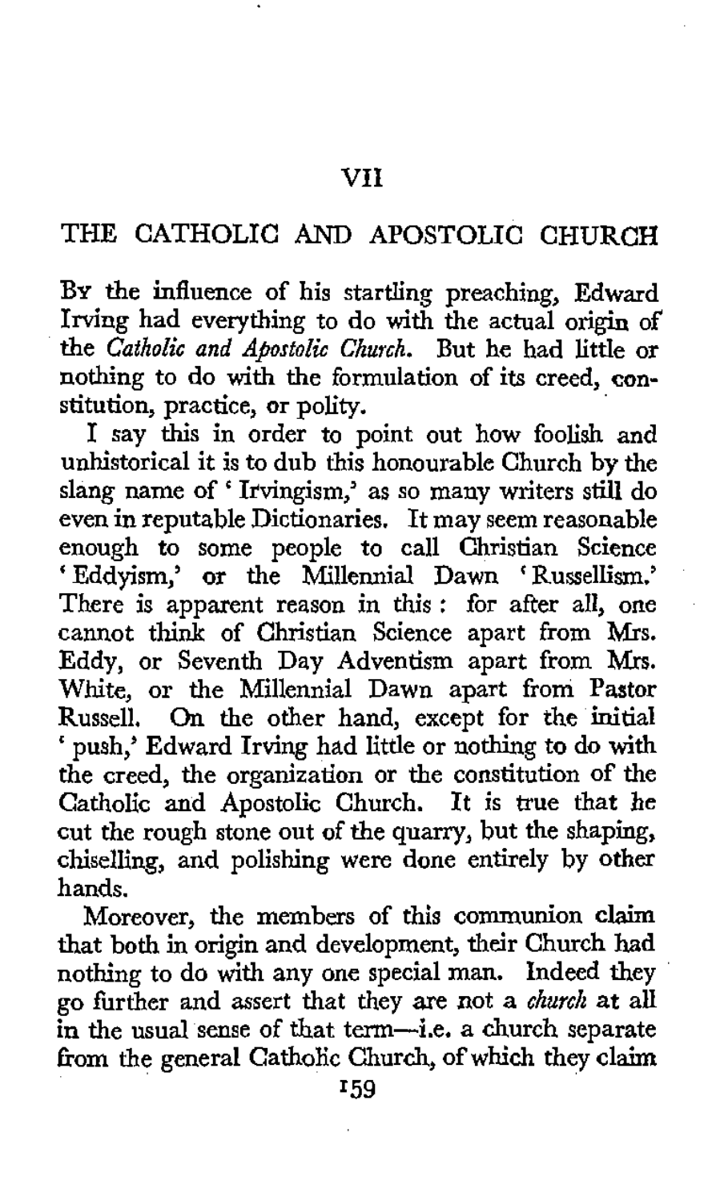# VII

## THE CATHOLIC AND APOSTOLIC CHURCH

By the influence of his startling preaching, Edward Irving had everything to do with the actual origin of the *Catholic and Apostolic Church*. But he had little or nothing to do with the formulation of its creed, constitution, practice, or polity.

I say this in order to point out how foolish and unhistorical it is to dub this honourable Church by the slang name of 'Irvingism,' as so many writers still do even in reputable Dictionaries. It may seem reasonable enough to some people to call Christian Science 'Eddyism,' or the Millennial Dawn 'Russellism.' There is apparent reason in this: for after all, one cannot think of Christian Science apart from Mrs. Eddy, or Seventh Day Adventism apart from Mrs. White, or the Millennial Dawn apart from Pastor Russell. On the other hand, except for the initial 'push,' Edward Irving had little or nothing to do with the creed, the organization or the constitution of the Catholic and Apostolic Church. It is true that he cut the rough stone out of the quarry, but the shaping, chiselling, and polishing were done entirely by other hands.

Moreover, the members of this communion claim that both in origin and development, their Church had nothing to do with any one special man. Indeed they go further and assert that they are not a *church* at all in the usual sense of that term—i.e. a church separate from the general Catholic Church, of which they claim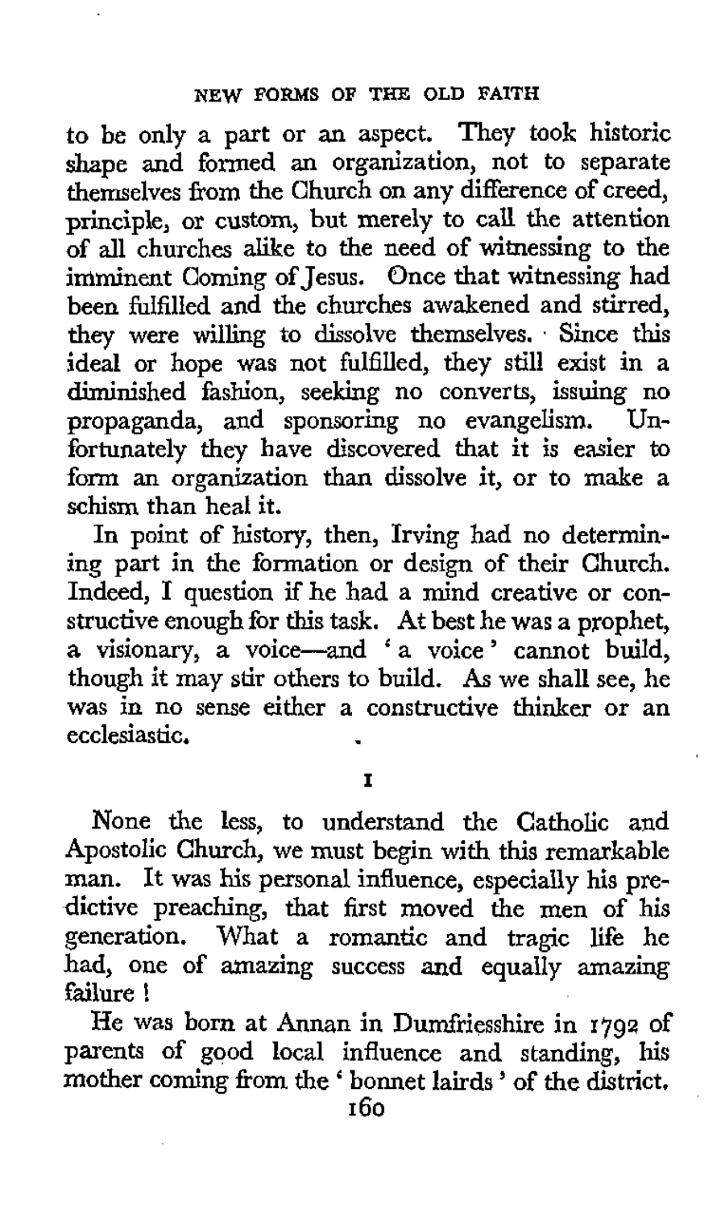to be only a part or an aspect. They took historic shape and formed an organization, not to separate themselves from the Church on any difference of creed, principle, or custom, but merely to call the attention of all churches alike to the need of witnessing to the imminent Coming of Jesus. Once that witnessing had been fulfilled and the churches awakened and stirred, they were willing to dissolve themselves. Since this ideal or hope was not fulfilled, they still exist in a diminished fashion, seeking no converts, issuing no propaganda, and sponsoring no evangelism. Unfortunately they have discovered that it is easier to form an organization than dissolve it, or to make a schism than heal it.

In point of history, then, Irving had no determining part in the formation or design of their Church. Indeed, I question if he had a mind creative or constructive enough for this task. At best he was a prophet, a visionary, a voice—and 'a voice' cannot build, though it may stir others to build. As we shall see, he was in no sense either a constructive thinker or an ecclesiastic.

## I

None the less, to understand the Catholic and Apostolic Church, we must begin with this remarkable man. It was his personal influence, especially his predictive preaching, that first moved the men of his generation. What a romantic and tragic life he had, one of amazing success and equally amazing failure!

He was born at Annan in Dumfriesshire in 1792 of parents of good local influence and standing, his mother coming from the 'bonnet lairds' of the district.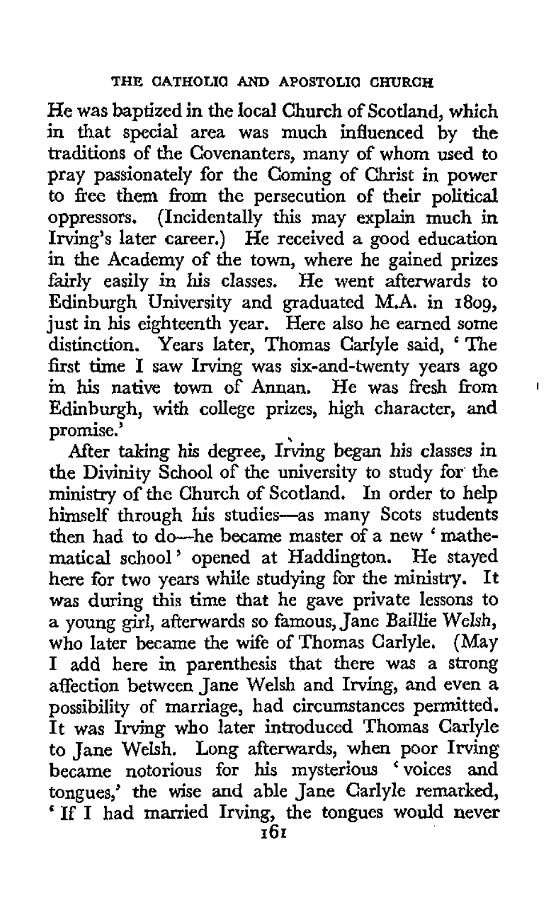He was baptized in the local Church of Scotland, which in that special area was much influenced by the traditions of the Covenanters, many of whom used to pray passionately for the Coming of Christ in power to free them from the persecution of their political oppressors. (Incidentally this may explain much in Irving's later career.) He received a good education in the Academy of the town, where he gained prizes fairly easily in his classes. He went afterwards to Edinburgh University and graduated M.A. in 1809, just in his eighteenth year. Here also he earned some distinction. Years later, Thomas Carlyle said, 'The first time I saw Irving was six-and-twenty years ago in his native town of Annan. He was fresh from Edinburgh, with college prizes, high character, and promise.'

After taking his degree, Irving began his classes in the Divinity School of the university to study for the ministry of the Church of Scotland. In order to help himself through his studies—as many Scots students then had to do—he became master of a new 'mathematical school' opened at Haddington. He stayed here for two years while studying for the ministry. It was during this time that he gave private lessons to a young girl, afterwards so famous, Jane Baillie Welsh, who later became the wife of Thomas Carlyle. (May I add here in parenthesis that there was a strong affection between Jane Welsh and Irving, and even a possibility of marriage, had circumstances permitted. It was Irving who later introduced Thomas Carlyle to Jane Welsh. Long afterwards, when poor Irving became notorious for his mysterious 'voices and tongues,' the wise and able Jane Carlyle remarked, 'If I had married Irving, the tongues would never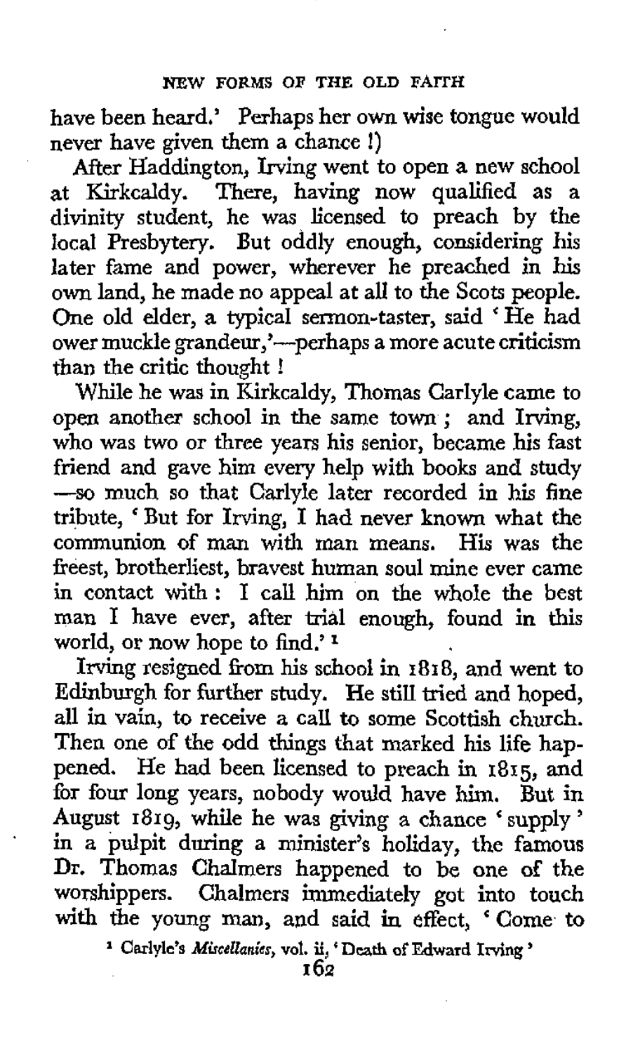have been heard.' Perhaps her own wise tongue would never have given them a chance !)

After Haddington, Irving went to open a new school at Kirkcaldy. There, having now qualified as a divinity student, he was licensed to preach by the local Presbytery. But oddly enough, considering his later fame and power, wherever he preached in his own land, he made no appeal at all to the Scots people. One old elder, a typical sermon-taster, said 'He had ower muckle grandeur,'—perhaps a more acute criticism than the critic thought !

While he was in Kirkcaldy, Thomas Carlyle came to open another school in the same town ; and Irving, who was two or three years his senior, became his fast friend and gave him every help with books and study —so much so that Carlyle later recorded in his fine tribute, 'But for Irving, I had never known what the communion of man with man means. His was the freest, brotherliest, bravest human soul mine ever came in contact with : I call him on the whole the best man I have ever, after trial enough, found in this world, or now hope to find.'[1]

Irving resigned from his school in 1818, and went to Edinburgh for further study. He still tried and hoped, all in vain, to receive a call to some Scottish church. Then one of the odd things that marked his life happened. He had been licensed to preach in 1815, and for four long years, nobody would have him. But in August 1819, while he was giving a chance 'supply' in a pulpit during a minister's holiday, the famous Dr. Thomas Chalmers happened to be one of the worshippers. Chalmers immediately got into touch with the young man, and said in effect, 'Come to

[1] Carlyle's *Miscellanies*, vol. ii, 'Death of Edward Irving'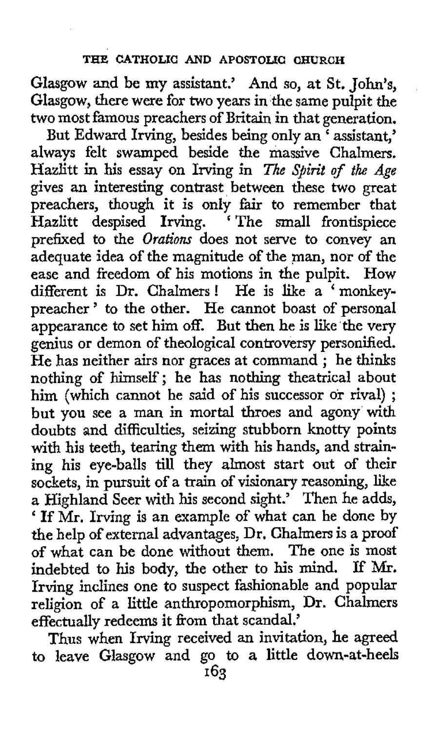Glasgow and be my assistant.' And so, at St. John's, Glasgow, there were for two years in the same pulpit the two most famous preachers of Britain in that generation.

But Edward Irving, besides being only an 'assistant,' always felt swamped beside the massive Chalmers. Hazlitt in his essay on Irving in *The Spirit of the Age* gives an interesting contrast between these two great preachers, though it is only fair to remember that Hazlitt despised Irving. 'The small frontispiece prefixed to the *Orations* does not serve to convey an adequate idea of the magnitude of the man, nor of the ease and freedom of his motions in the pulpit. How different is Dr. Chalmers! He is like a 'monkey-preacher' to the other. He cannot boast of personal appearance to set him off. But then he is like the very genius or demon of theological controversy personified. He has neither airs nor graces at command; he thinks nothing of himself; he has nothing theatrical about him (which cannot be said of his successor or rival); but you see a man in mortal throes and agony with doubts and difficulties, seizing stubborn knotty points with his teeth, tearing them with his hands, and straining his eye-balls till they almost start out of their sockets, in pursuit of a train of visionary reasoning, like a Highland Seer with his second sight.' Then he adds, 'If Mr. Irving is an example of what can be done by the help of external advantages, Dr. Chalmers is a proof of what can be done without them. The one is most indebted to his body, the other to his mind. If Mr. Irving inclines one to suspect fashionable and popular religion of a little anthropomorphism, Dr. Chalmers effectually redeems it from that scandal.'

Thus when Irving received an invitation, he agreed to leave Glasgow and go to a little down-at-heels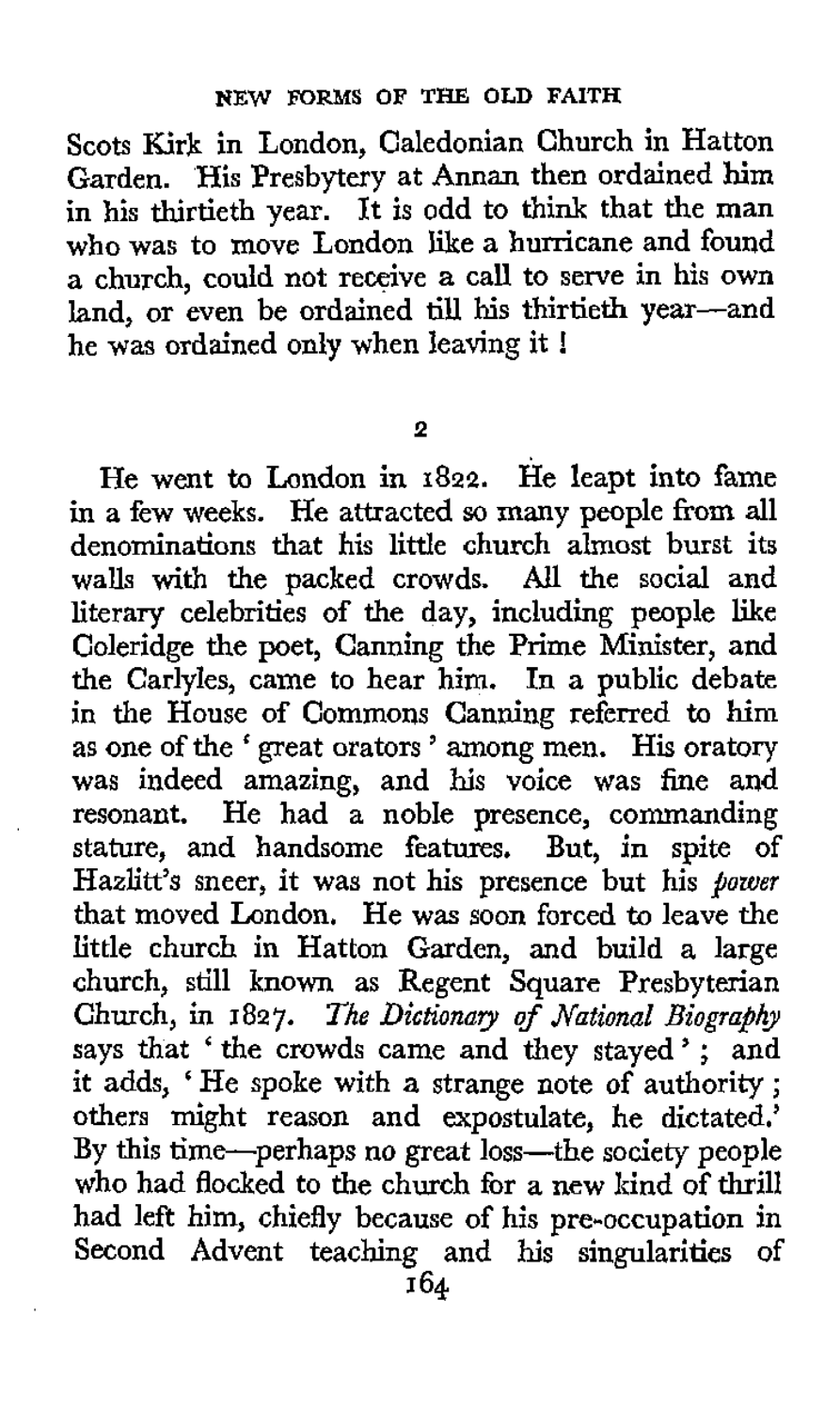Scots Kirk in London, Caledonian Church in Hatton Garden. His Presbytery at Annan then ordained him in his thirtieth year. It is odd to think that the man who was to move London like a hurricane and found a church, could not receive a call to serve in his own land, or even be ordained till his thirtieth year—and he was ordained only when leaving it!

2

He went to London in 1822. He leapt into fame in a few weeks. He attracted so many people from all denominations that his little church almost burst its walls with the packed crowds. All the social and literary celebrities of the day, including people like Coleridge the poet, Canning the Prime Minister, and the Carlyles, came to hear him. In a public debate in the House of Commons Canning referred to him as one of the 'great orators' among men. His oratory was indeed amazing, and his voice was fine and resonant. He had a noble presence, commanding stature, and handsome features. But, in spite of Hazlitt's sneer, it was not his presence but his *power* that moved London. He was soon forced to leave the little church in Hatton Garden, and build a large church, still known as Regent Square Presbyterian Church, in 1827. *The Dictionary of National Biography* says that 'the crowds came and they stayed'; and it adds, 'He spoke with a strange note of authority; others might reason and expostulate, he dictated.' By this time—perhaps no great loss—the society people who had flocked to the church for a new kind of thrill had left him, chiefly because of his pre-occupation in Second Advent teaching and his singularities of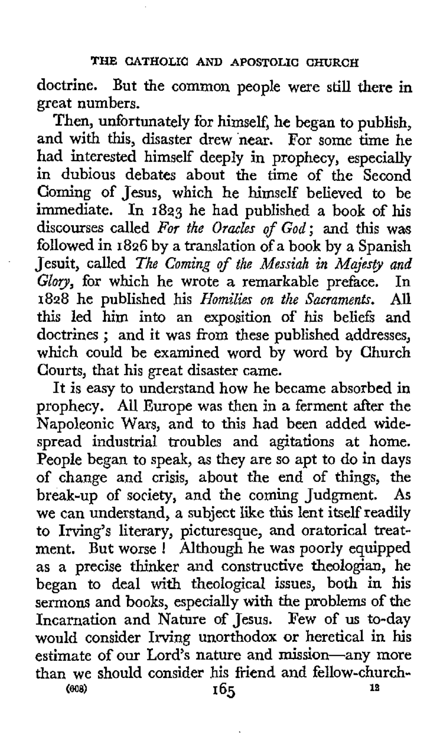doctrine. But the common people were still there in great numbers.

Then, unfortunately for himself, he began to publish, and with this, disaster drew near. For some time he had interested himself deeply in prophecy, especially in dubious debates about the time of the Second Coming of Jesus, which he himself believed to be immediate. In 1823 he had published a book of his discourses called *For the Oracles of God*; and this was followed in 1826 by a translation of a book by a Spanish Jesuit, called *The Coming of the Messiah in Majesty and Glory*, for which he wrote a remarkable preface. In 1828 he published his *Homilies on the Sacraments*. All this led him into an exposition of his beliefs and doctrines; and it was from these published addresses, which could be examined word by word by Church Courts, that his great disaster came.

It is easy to understand how he became absorbed in prophecy. All Europe was then in a ferment after the Napoleonic Wars, and to this had been added widespread industrial troubles and agitations at home. People began to speak, as they are so apt to do in days of change and crisis, about the end of things, the break-up of society, and the coming Judgment. As we can understand, a subject like this lent itself readily to Irving's literary, picturesque, and oratorical treatment. But worse! Although he was poorly equipped as a precise thinker and constructive theologian, he began to deal with theological issues, both in his sermons and books, especially with the problems of the Incarnation and Nature of Jesus. Few of us to-day would consider Irving unorthodox or heretical in his estimate of our Lord's nature and mission—any more than we should consider his friend and fellow-church-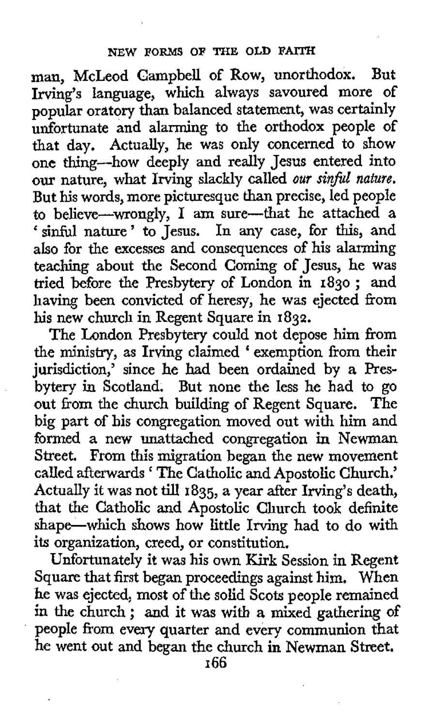man, McLeod Campbell of Row, unorthodox. But Irving's language, which always savoured more of popular oratory than balanced statement, was certainly unfortunate and alarming to the orthodox people of that day. Actually, he was only concerned to show one thing—how deeply and really Jesus entered into our nature, what Irving slackly called *our sinful nature*. But his words, more picturesque than precise, led people to believe—wrongly, I am sure—that he attached a 'sinful nature' to Jesus. In any case, for this, and also for the excesses and consequences of his alarming teaching about the Second Coming of Jesus, he was tried before the Presbytery of London in 1830; and having been convicted of heresy, he was ejected from his new church in Regent Square in 1832.

The London Presbytery could not depose him from the ministry, as Irving claimed 'exemption from their jurisdiction,' since he had been ordained by a Presbytery in Scotland. But none the less he had to go out from the church building of Regent Square. The big part of his congregation moved out with him and formed a new unattached congregation in Newman Street. From this migration began the new movement called afterwards 'The Catholic and Apostolic Church.' Actually it was not till 1835, a year after Irving's death, that the Catholic and Apostolic Church took definite shape—which shows how little Irving had to do with its organization, creed, or constitution.

Unfortunately it was his own Kirk Session in Regent Square that first began proceedings against him. When he was ejected, most of the solid Scots people remained in the church; and it was with a mixed gathering of people from every quarter and every communion that he went out and began the church in Newman Street.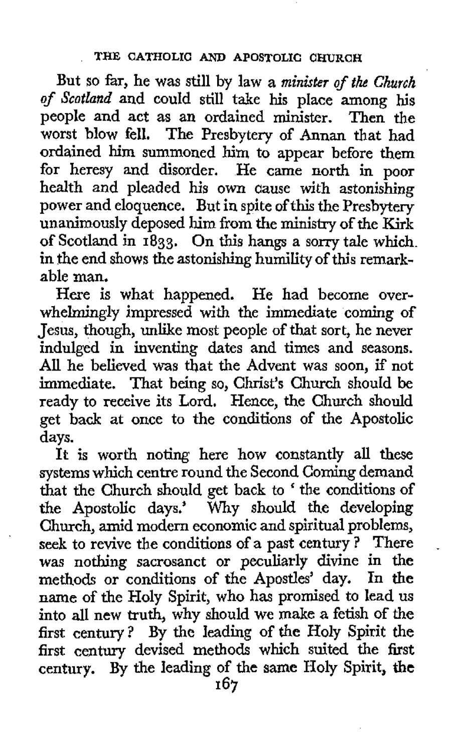But so far, he was still by law a *minister of the Church of Scotland* and could still take his place among his people and act as an ordained minister. Then the worst blow fell. The Presbytery of Annan that had ordained him summoned him to appear before them for heresy and disorder. He came north in poor health and pleaded his own cause with astonishing power and eloquence. But in spite of this the Presbytery unanimously deposed him from the ministry of the Kirk of Scotland in 1833. On this hangs a sorry tale which in the end shows the astonishing humility of this remarkable man.

Here is what happened. He had become overwhelmingly impressed with the immediate coming of Jesus, though, unlike most people of that sort, he never indulged in inventing dates and times and seasons. All he believed was that the Advent was soon, if not immediate. That being so, Christ's Church should be ready to receive its Lord. Hence, the Church should get back at once to the conditions of the Apostolic days.

It is worth noting here how constantly all these systems which centre round the Second Coming demand that the Church should get back to 'the conditions of the Apostolic days.' Why should the developing Church, amid modern economic and spiritual problems, seek to revive the conditions of a past century? There was nothing sacrosanct or peculiarly divine in the methods or conditions of the Apostles' day. In the name of the Holy Spirit, who has promised to lead us into all new truth, why should we make a fetish of the first century? By the leading of the Holy Spirit the first century devised methods which suited the first century. By the leading of the same Holy Spirit, the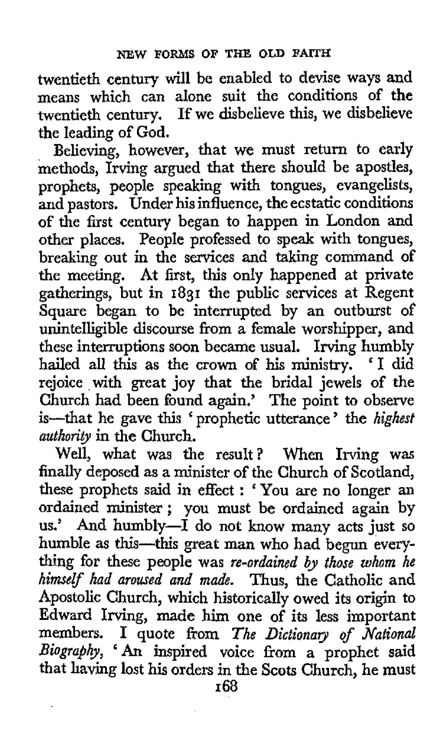twentieth century will be enabled to devise ways and means which can alone suit the conditions of the twentieth century. If we disbelieve this, we disbelieve the leading of God.

Believing, however, that we must return to early methods, Irving argued that there should be apostles, prophets, people speaking with tongues, evangelists, and pastors. Under his influence, the ecstatic conditions of the first century began to happen in London and other places. People professed to speak with tongues, breaking out in the services and taking command of the meeting. At first, this only happened at private gatherings, but in 1831 the public services at Regent Square began to be interrupted by an outburst of unintelligible discourse from a female worshipper, and these interruptions soon became usual. Irving humbly hailed all this as the crown of his ministry. 'I did rejoice with great joy that the bridal jewels of the Church had been found again.' The point to observe is—that he gave this 'prophetic utterance' the *highest authority* in the Church.

Well, what was the result? When Irving was finally deposed as a minister of the Church of Scotland, these prophets said in effect: 'You are no longer an ordained minister; you must be ordained again by us.' And humbly—I do not know many acts just so humble as this—this great man who had begun everything for these people was *re-ordained by those whom he himself had aroused and made.* Thus, the Catholic and Apostolic Church, which historically owed its origin to Edward Irving, made him one of its less important members. I quote from *The Dictionary of National Biography*, 'An inspired voice from a prophet said that having lost his orders in the Scots Church, he must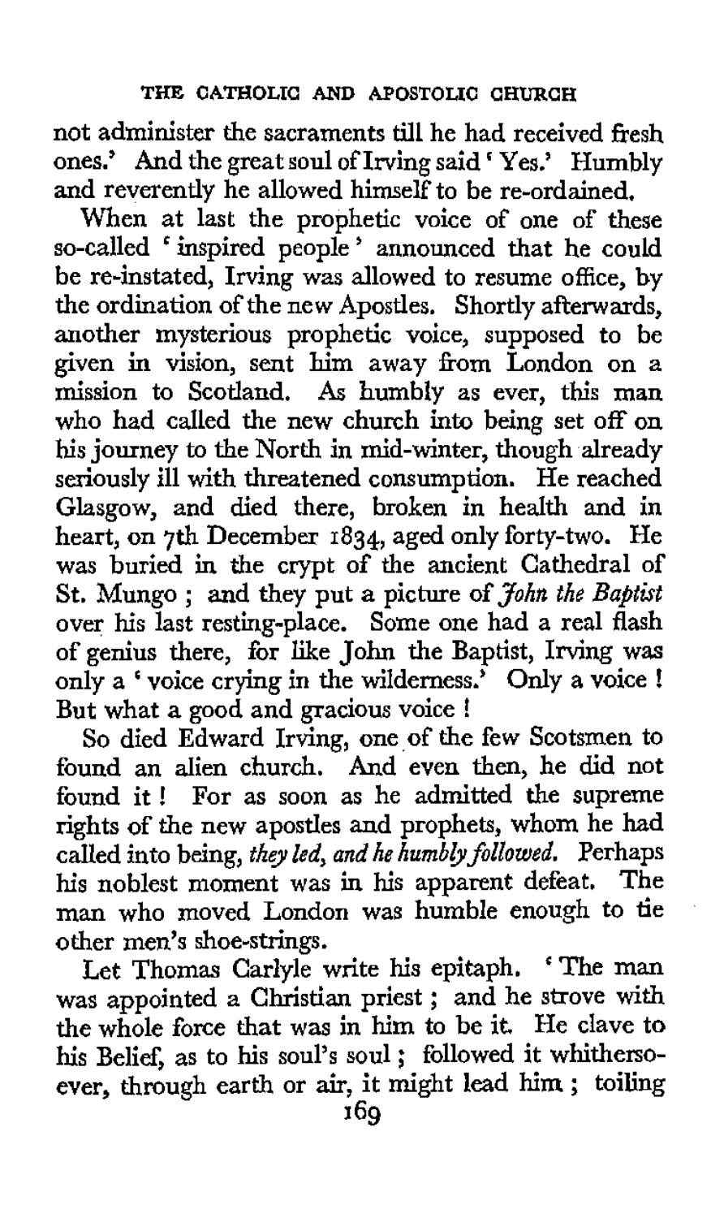not administer the sacraments till he had received fresh ones.' And the great soul of Irving said 'Yes.' Humbly and reverently he allowed himself to be re-ordained.

When at last the prophetic voice of one of these so-called 'inspired people' announced that he could be re-instated, Irving was allowed to resume office, by the ordination of the new Apostles. Shortly afterwards, another mysterious prophetic voice, supposed to be given in vision, sent him away from London on a mission to Scotland. As humbly as ever, this man who had called the new church into being set off on his journey to the North in mid-winter, though already seriously ill with threatened consumption. He reached Glasgow, and died there, broken in health and in heart, on 7th December 1834, aged only forty-two. He was buried in the crypt of the ancient Cathedral of St. Mungo; and they put a picture of *John the Baptist* over his last resting-place. Some one had a real flash of genius there, for like John the Baptist, Irving was only a 'voice crying in the wilderness.' Only a voice! But what a good and gracious voice!

So died Edward Irving, one of the few Scotsmen to found an alien church. And even then, he did not found it! For as soon as he admitted the supreme rights of the new apostles and prophets, whom he had called into being, *they led, and he humbly followed.* Perhaps his noblest moment was in his apparent defeat. The man who moved London was humble enough to tie other men's shoe-strings.

Let Thomas Carlyle write his epitaph. 'The man was appointed a Christian priest; and he strove with the whole force that was in him to be it. He clave to his Belief, as to his soul's soul; followed it whithersoever, through earth or air, it might lead him; toiling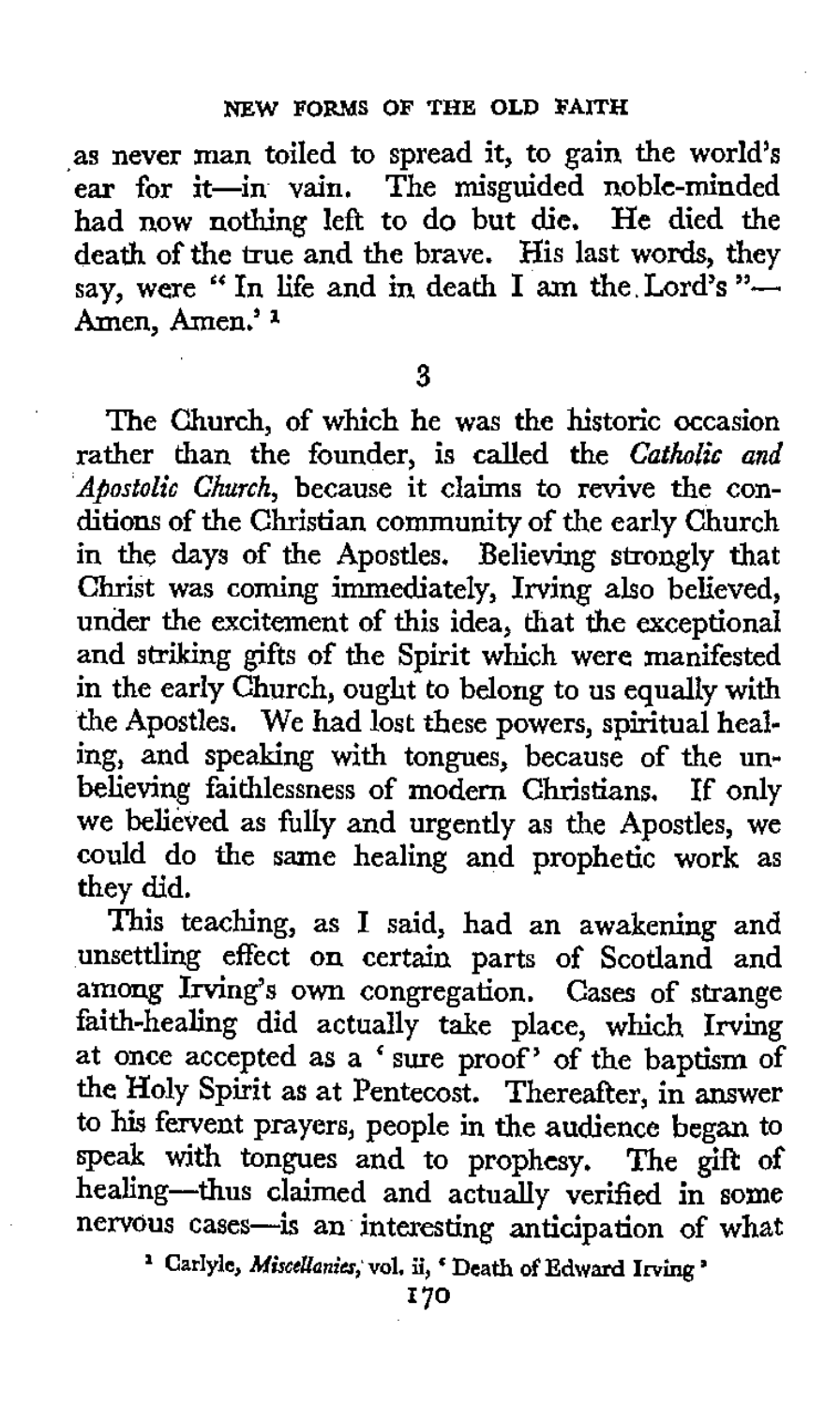as never man toiled to spread it, to gain the world's ear for it—in vain. The misguided noble-minded had now nothing left to do but die. He died the death of the true and the brave. His last words, they say, were "In life and in death I am the Lord's"—Amen, Amen.'[1]

3

The Church, of which he was the historic occasion rather than the founder, is called the *Catholic and Apostolic Church*, because it claims to revive the conditions of the Christian community of the early Church in the days of the Apostles. Believing strongly that Christ was coming immediately, Irving also believed, under the excitement of this idea, that the exceptional and striking gifts of the Spirit which were manifested in the early Church, ought to belong to us equally with the Apostles. We had lost these powers, spiritual healing, and speaking with tongues, because of the unbelieving faithlessness of modern Christians. If only we believed as fully and urgently as the Apostles, we could do the same healing and prophetic work as they did.

This teaching, as I said, had an awakening and unsettling effect on certain parts of Scotland and among Irving's own congregation. Cases of strange faith-healing did actually take place, which Irving at once accepted as a 'sure proof' of the baptism of the Holy Spirit as at Pentecost. Thereafter, in answer to his fervent prayers, people in the audience began to speak with tongues and to prophesy. The gift of healing—thus claimed and actually verified in some nervous cases—is an interesting anticipation of what

[1] Carlyle, *Miscellanies*, vol. ii, 'Death of Edward Irving'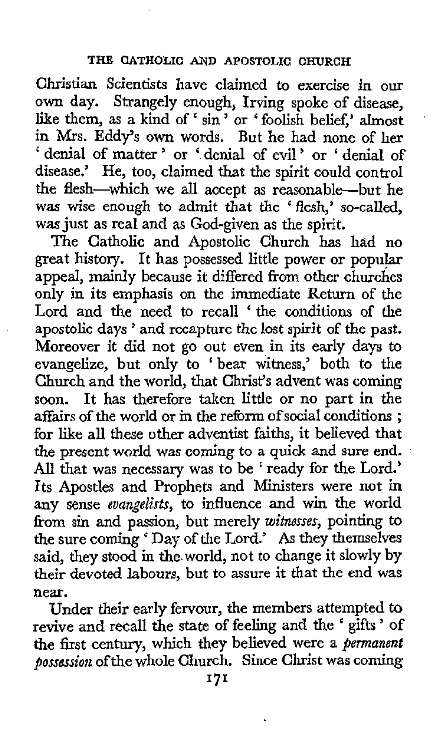Christian Scientists have claimed to exercise in our own day. Strangely enough, Irving spoke of disease, like them, as a kind of 'sin' or 'foolish belief,' almost in Mrs. Eddy's own words. But he had none of her 'denial of matter' or 'denial of evil' or 'denial of disease.' He, too, claimed that the spirit could control the flesh—which we all accept as reasonable—but he was wise enough to admit that the 'flesh,' so-called, was just as real and as God-given as the spirit.

The Catholic and Apostolic Church has had no great history. It has possessed little power or popular appeal, mainly because it differed from other churches only in its emphasis on the immediate Return of the Lord and the need to recall 'the conditions of the apostolic days' and recapture the lost spirit of the past. Moreover it did not go out even in its early days to evangelize, but only to 'bear witness,' both to the Church and the world, that Christ's advent was coming soon. It has therefore taken little or no part in the affairs of the world or in the reform of social conditions; for like all these other adventist faiths, it believed that the present world was coming to a quick and sure end. All that was necessary was to be 'ready for the Lord.' Its Apostles and Prophets and Ministers were not in any sense *evangelists*, to influence and win the world from sin and passion, but merely *witnesses*, pointing to the sure coming 'Day of the Lord.' As they themselves said, they stood in the world, not to change it slowly by their devoted labours, but to assure it that the end was near.

Under their early fervour, the members attempted to revive and recall the state of feeling and the 'gifts' of the first century, which they believed were a *permanent possession* of the whole Church. Since Christ was coming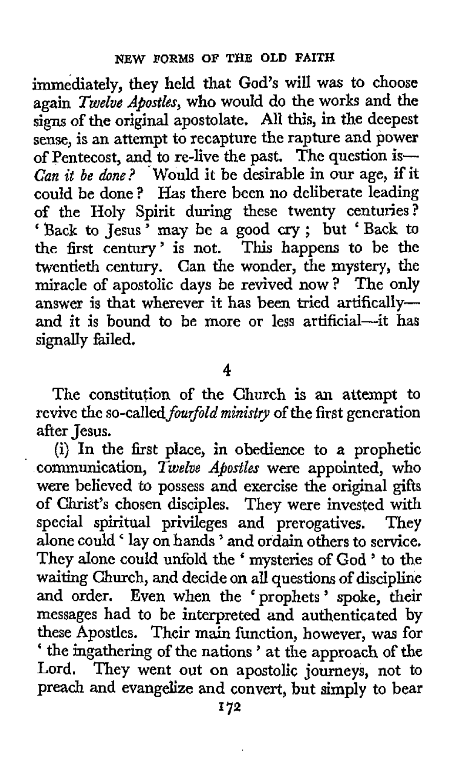immediately, they held that God's will was to choose again *Twelve Apostles*, who would do the works and the signs of the original apostolate. All this, in the deepest sense, is an attempt to recapture the rapture and power of Pentecost, and to re-live the past. The question is—*Can it be done?* Would it be desirable in our age, if it could be done? Has there been no deliberate leading of the Holy Spirit during these twenty centuries? 'Back to Jesus' may be a good cry; but 'Back to the first century' is not. This happens to be the twentieth century. Can the wonder, the mystery, the miracle of apostolic days be revived now? The only answer is that wherever it has been tried artificially—and it is bound to be more or less artificial—it has signally failed.

## 4

The constitution of the Church is an attempt to revive the so-called *fourfold ministry* of the first generation after Jesus.

(i) In the first place, in obedience to a prophetic communication, *Twelve Apostles* were appointed, who were believed to possess and exercise the original gifts of Christ's chosen disciples. They were invested with special spiritual privileges and prerogatives. They alone could 'lay on hands' and ordain others to service. They alone could unfold the 'mysteries of God' to the waiting Church, and decide on all questions of discipline and order. Even when the 'prophets' spoke, their messages had to be interpreted and authenticated by these Apostles. Their main function, however, was for 'the ingathering of the nations' at the approach of the Lord. They went out on apostolic journeys, not to preach and evangelize and convert, but simply to bear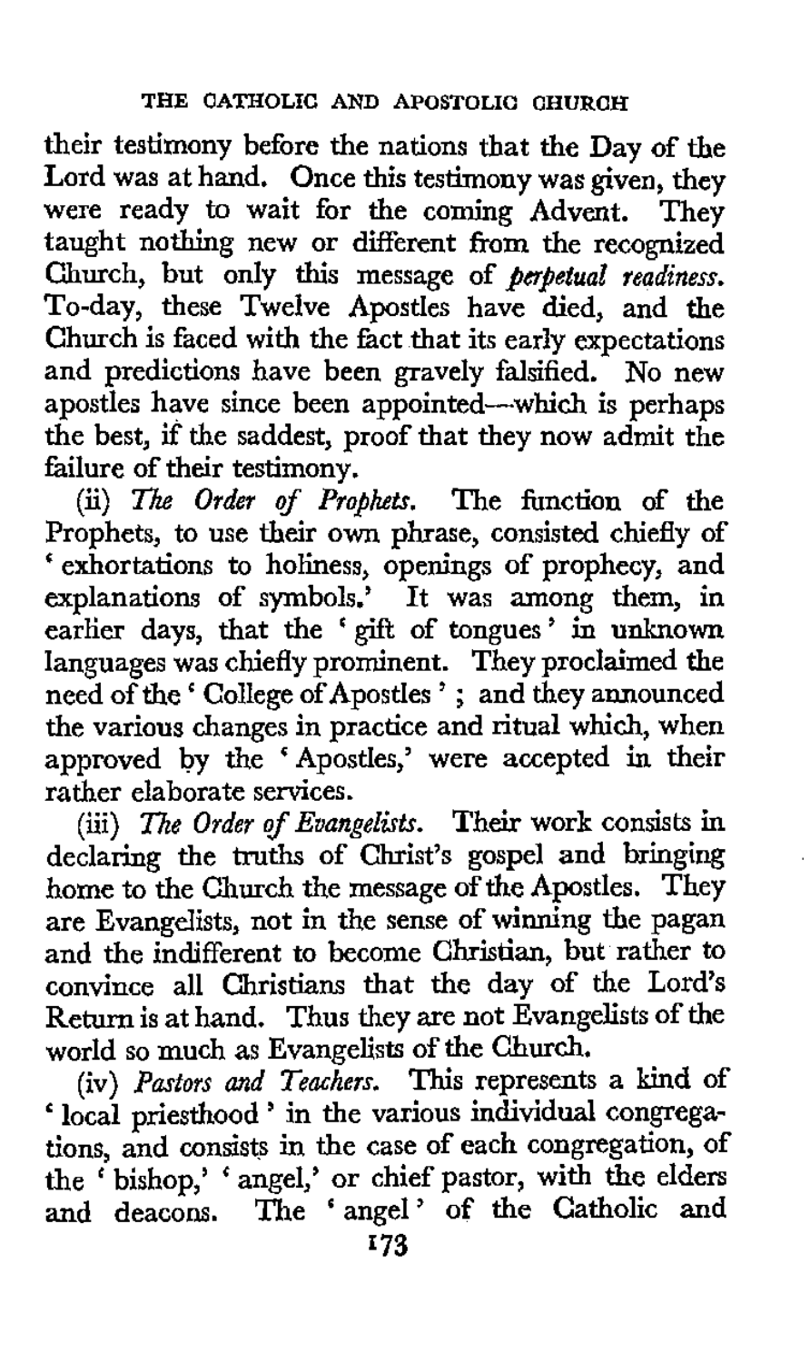their testimony before the nations that the Day of the Lord was at hand. Once this testimony was given, they were ready to wait for the coming Advent. They taught nothing new or different from the recognized Church, but only this message of *perpetual readiness*. To-day, these Twelve Apostles have died, and the Church is faced with the fact that its early expectations and predictions have been gravely falsified. No new apostles have since been appointed—which is perhaps the best, if the saddest, proof that they now admit the failure of their testimony.

(ii) *The Order of Prophets*. The function of the Prophets, to use their own phrase, consisted chiefly of 'exhortations to holiness, openings of prophecy, and explanations of symbols.' It was among them, in earlier days, that the 'gift of tongues' in unknown languages was chiefly prominent. They proclaimed the need of the 'College of Apostles'; and they announced the various changes in practice and ritual which, when approved by the 'Apostles,' were accepted in their rather elaborate services.

(iii) *The Order of Evangelists*. Their work consists in declaring the truths of Christ's gospel and bringing home to the Church the message of the Apostles. They are Evangelists, not in the sense of winning the pagan and the indifferent to become Christian, but rather to convince all Christians that the day of the Lord's Return is at hand. Thus they are not Evangelists of the world so much as Evangelists of the Church.

(iv) *Pastors and Teachers*. This represents a kind of 'local priesthood' in the various individual congregations, and consists in the case of each congregation, of the 'bishop,' 'angel,' or chief pastor, with the elders and deacons. The 'angel' of the Catholic and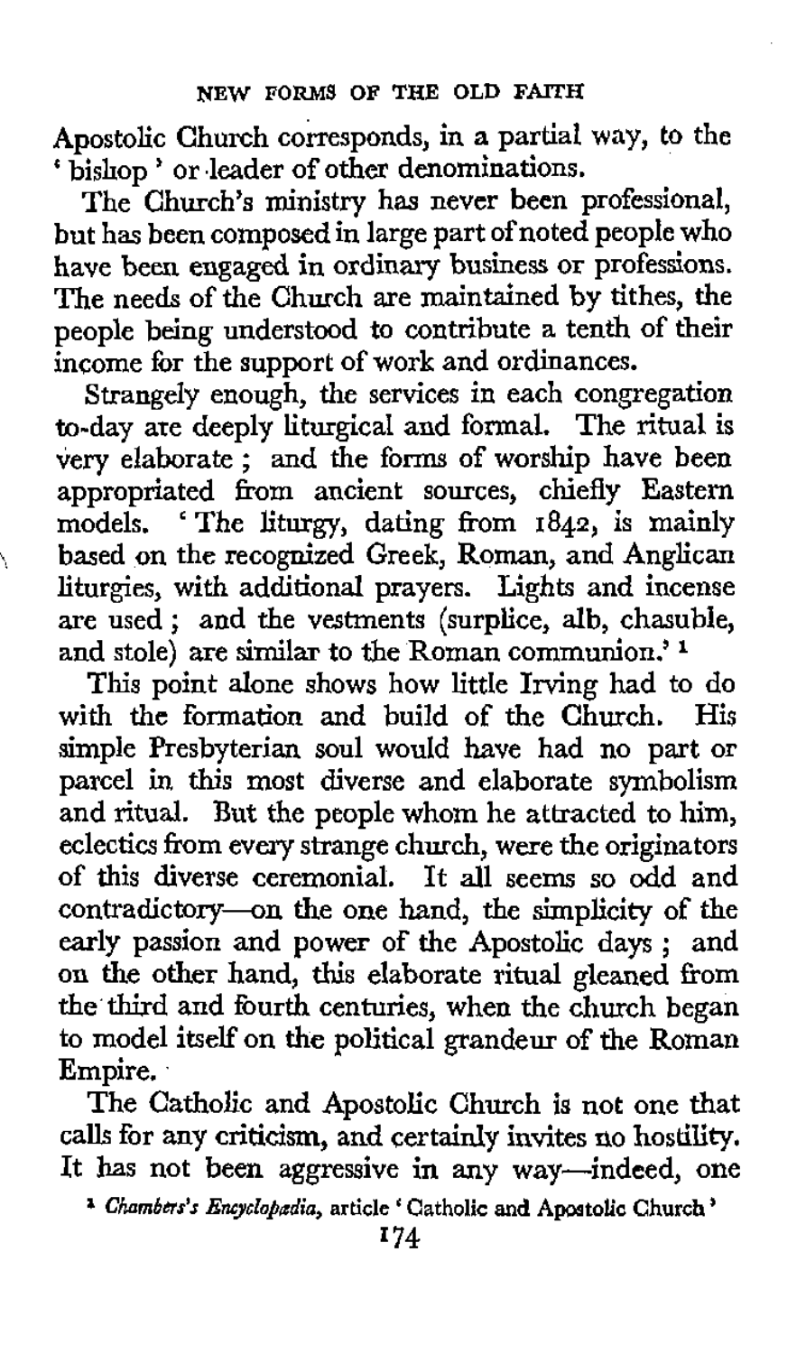Apostolic Church corresponds, in a partial way, to the 'bishop' or leader of other denominations.

The Church's ministry has never been professional, but has been composed in large part of noted people who have been engaged in ordinary business or professions. The needs of the Church are maintained by tithes, the people being understood to contribute a tenth of their income for the support of work and ordinances.

Strangely enough, the services in each congregation to-day are deeply liturgical and formal. The ritual is very elaborate; and the forms of worship have been appropriated from ancient sources, chiefly Eastern models. 'The liturgy, dating from 1842, is mainly based on the recognized Greek, Roman, and Anglican liturgies, with additional prayers. Lights and incense are used; and the vestments (surplice, alb, chasuble, and stole) are similar to the Roman communion.'[1]

This point alone shows how little Irving had to do with the formation and build of the Church. His simple Presbyterian soul would have had no part or parcel in this most diverse and elaborate symbolism and ritual. But the people whom he attracted to him, eclectics from every strange church, were the originators of this diverse ceremonial. It all seems so odd and contradictory—on the one hand, the simplicity of the early passion and power of the Apostolic days; and on the other hand, this elaborate ritual gleaned from the third and fourth centuries, when the church began to model itself on the political grandeur of the Roman Empire.

The Catholic and Apostolic Church is not one that calls for any criticism, and certainly invites no hostility. It has not been aggressive in any way—indeed, one

[1] *Chambers's Encyclopædia*, article 'Catholic and Apostolic Church'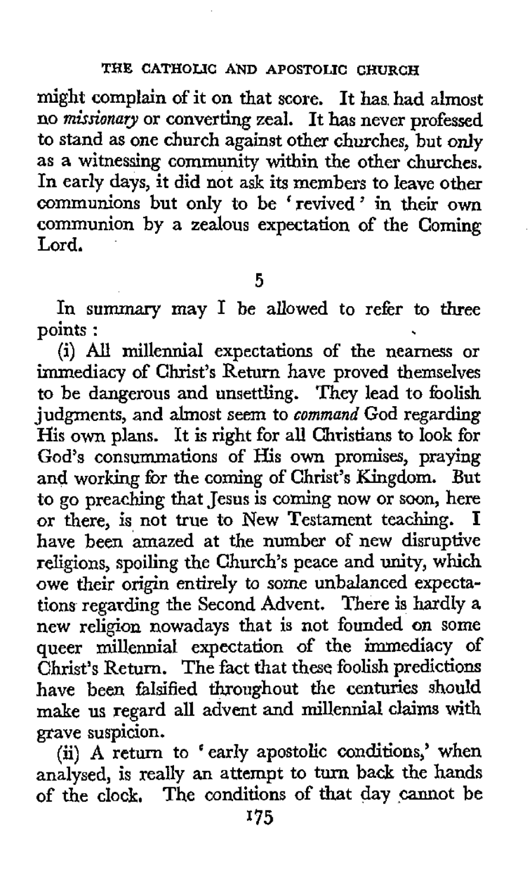might complain of it on that score. It has had almost no *missionary* or converting zeal. It has never professed to stand as one church against other churches, but only as a witnessing community within the other churches. In early days, it did not ask its members to leave other communions but only to be 'revived' in their own communion by a zealous expectation of the Coming Lord.

## 5

In summary may I be allowed to refer to three points :

(i) All millennial expectations of the nearness or immediacy of Christ's Return have proved themselves to be dangerous and unsettling. They lead to foolish judgments, and almost seem to *command* God regarding His own plans. It is right for all Christians to look for God's consummations of His own promises, praying and working for the coming of Christ's Kingdom. But to go preaching that Jesus is coming now or soon, here or there, is not true to New Testament teaching. I have been amazed at the number of new disruptive religions, spoiling the Church's peace and unity, which owe their origin entirely to some unbalanced expectations regarding the Second Advent. There is hardly a new religion nowadays that is not founded on some queer millennial expectation of the immediacy of Christ's Return. The fact that these foolish predictions have been falsified throughout the centuries should make us regard all advent and millennial claims with grave suspicion.

(ii) A return to 'early apostolic conditions,' when analysed, is really an attempt to turn back the hands of the clock. The conditions of that day cannot be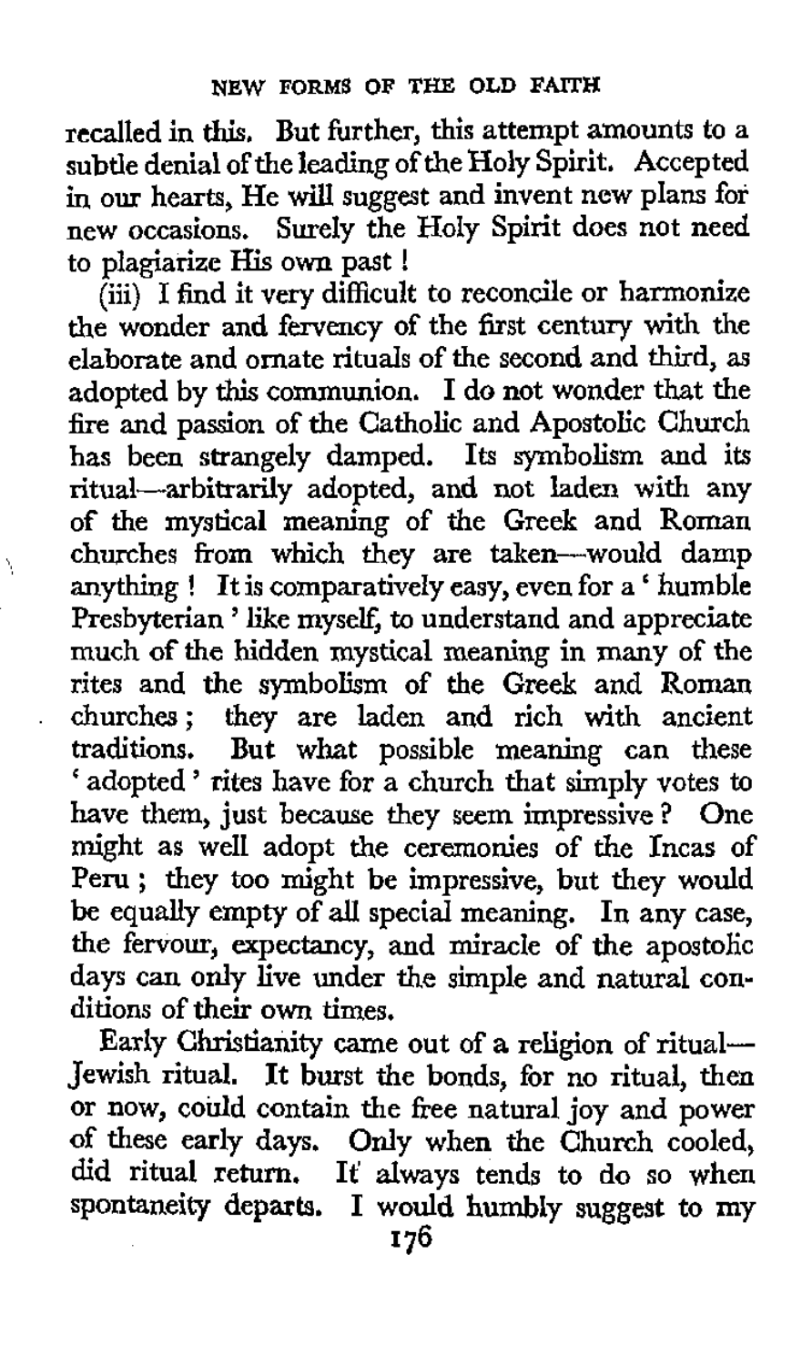recalled in this. But further, this attempt amounts to a subtle denial of the leading of the Holy Spirit. Accepted in our hearts, He will suggest and invent new plans for new occasions. Surely the Holy Spirit does not need to plagiarize His own past!

(iii) I find it very difficult to reconcile or harmonize the wonder and fervency of the first century with the elaborate and ornate rituals of the second and third, as adopted by this communion. I do not wonder that the fire and passion of the Catholic and Apostolic Church has been strangely damped. Its symbolism and its ritual—arbitrarily adopted, and not laden with any of the mystical meaning of the Greek and Roman churches from which they are taken—would damp anything! It is comparatively easy, even for a 'humble Presbyterian' like myself, to understand and appreciate much of the hidden mystical meaning in many of the rites and the symbolism of the Greek and Roman churches; they are laden and rich with ancient traditions. But what possible meaning can these 'adopted' rites have for a church that simply votes to have them, just because they seem impressive? One might as well adopt the ceremonies of the Incas of Peru; they too might be impressive, but they would be equally empty of all special meaning. In any case, the fervour, expectancy, and miracle of the apostolic days can only live under the simple and natural conditions of their own times.

Early Christianity came out of a religion of ritual—Jewish ritual. It burst the bonds, for no ritual, then or now, could contain the free natural joy and power of these early days. Only when the Church cooled, did ritual return. It always tends to do so when spontaneity departs. I would humbly suggest to my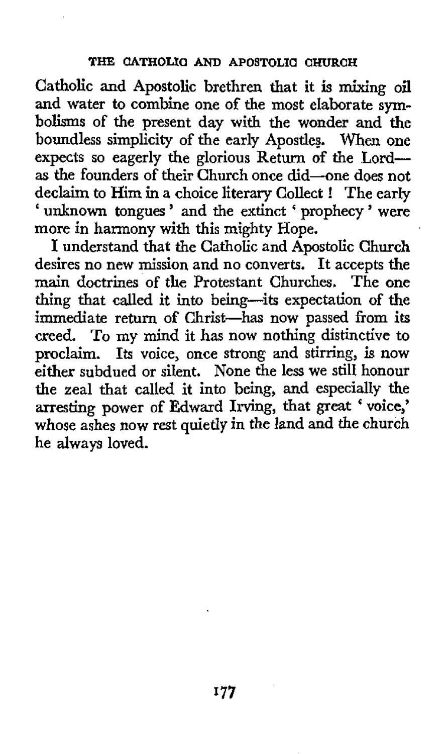Catholic and Apostolic brethren that it is mixing oil and water to combine one of the most elaborate symbolisms of the present day with the wonder and the boundless simplicity of the early Apostles. When one expects so eagerly the glorious Return of the Lord—as the founders of their Church once did—one does not declaim to Him in a choice literary Collect! The early 'unknown tongues' and the extinct 'prophecy' were more in harmony with this mighty Hope.

I understand that the Catholic and Apostolic Church desires no new mission and no converts. It accepts the main doctrines of the Protestant Churches. The one thing that called it into being—its expectation of the immediate return of Christ—has now passed from its creed. To my mind it has now nothing distinctive to proclaim. Its voice, once strong and stirring, is now either subdued or silent. None the less we still honour the zeal that called it into being, and especially the arresting power of Edward Irving, that great 'voice,' whose ashes now rest quietly in the land and the church he always loved.